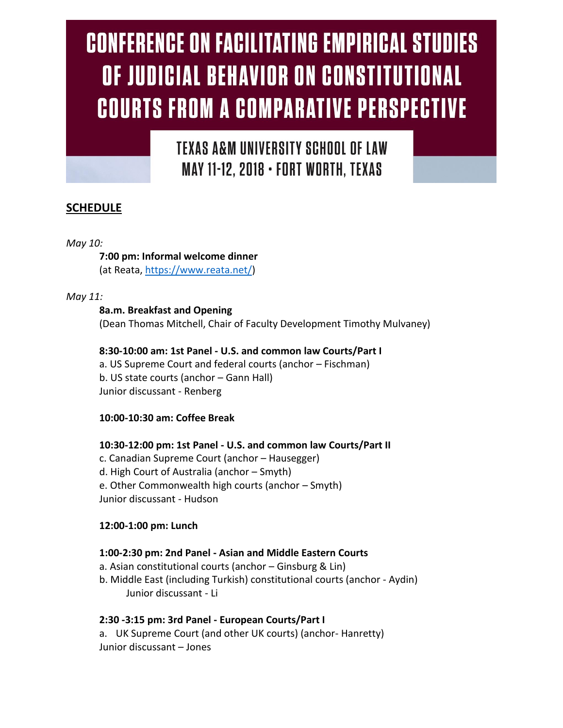# CONFERENCE ON FACILITATING EMPIRICAL STUDIES OF JUDICIAL BEHAVIOR ON CONSTITUTIONAL COURTS FROM A COMPARATIVE PERSPECTIVE

## TEXAS A&M UNIVERSITY SCHOOL OF LAW
## MAY 11-12, 2018 • FORT WORTH, TEXAS

## SCHEDULE

*May 10:*

**7:00 pm: Informal welcome dinner**
(at Reata, https://www.reata.net/)

*May 11:*

**8a.m. Breakfast and Opening**
(Dean Thomas Mitchell, Chair of Faculty Development Timothy Mulvaney)

**8:30-10:00 am: 1st Panel - U.S. and common law Courts/Part I**
a. US Supreme Court and federal courts (anchor – Fischman)
b. US state courts (anchor – Gann Hall)
Junior discussant - Renberg

**10:00-10:30 am: Coffee Break**

**10:30-12:00 pm: 1st Panel - U.S. and common law Courts/Part II**
c. Canadian Supreme Court (anchor – Hausegger)
d. High Court of Australia (anchor – Smyth)
e. Other Commonwealth high courts (anchor – Smyth)
Junior discussant - Hudson

**12:00-1:00 pm: Lunch**

**1:00-2:30 pm: 2nd Panel - Asian and Middle Eastern Courts**
a. Asian constitutional courts (anchor – Ginsburg & Lin)
b. Middle East (including Turkish) constitutional courts (anchor - Aydin)
Junior discussant - Li

**2:30 -3:15 pm: 3rd Panel - European Courts/Part I**
a. UK Supreme Court (and other UK courts) (anchor- Hanretty)
Junior discussant – Jones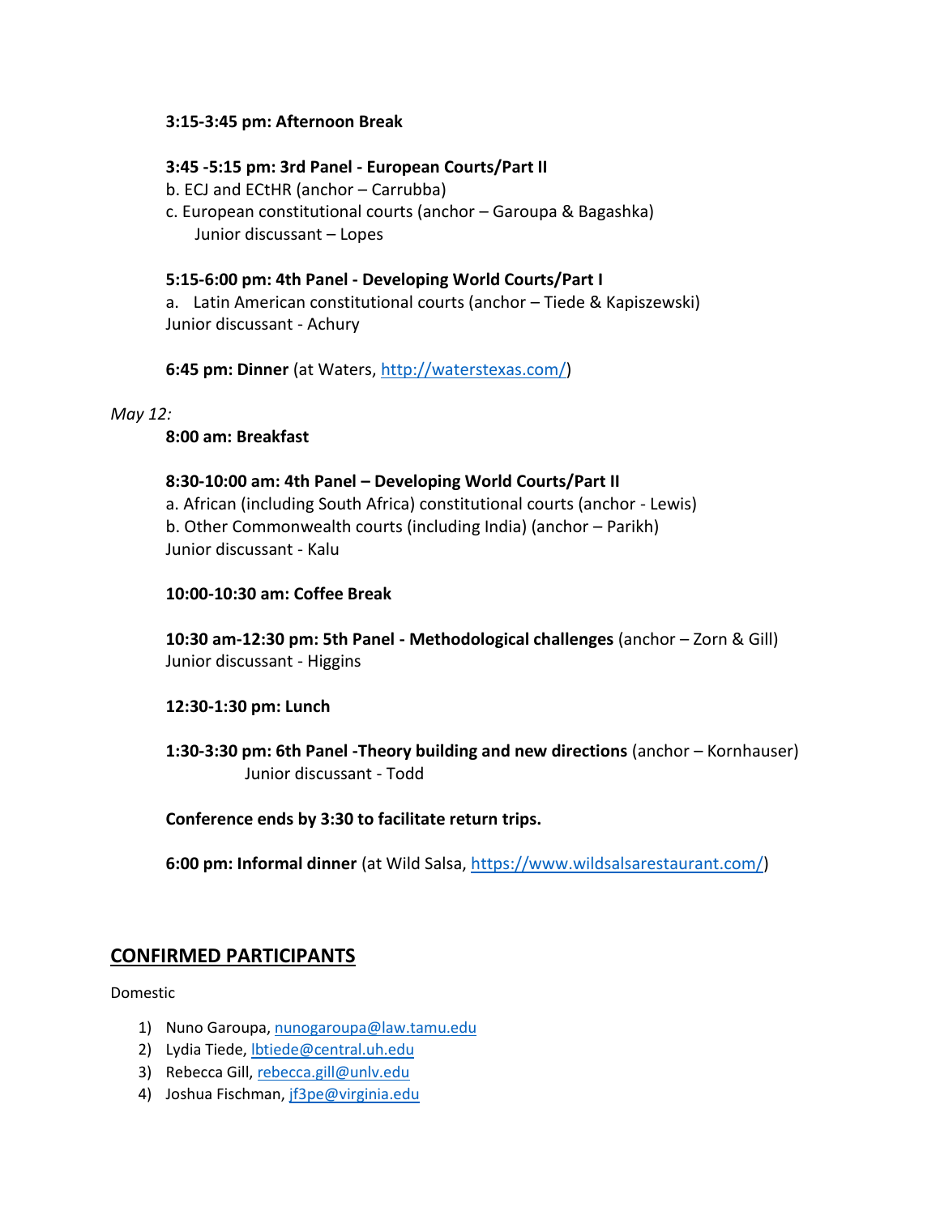**3:15-3:45 pm: Afternoon Break**

**3:45 -5:15 pm: 3rd Panel - European Courts/Part II**

b. ECJ and ECtHR (anchor – Carrubba)

c. European constitutional courts (anchor – Garoupa & Bagashka)

Junior discussant – Lopes

**5:15-6:00 pm: 4th Panel - Developing World Courts/Part I**

a. Latin American constitutional courts (anchor – Tiede & Kapiszewski)

Junior discussant - Achury

**6:45 pm: Dinner** (at Waters, http://waterstexas.com/)

*May 12:*

**8:00 am: Breakfast**

**8:30-10:00 am: 4th Panel – Developing World Courts/Part II**

a. African (including South Africa) constitutional courts (anchor - Lewis)

b. Other Commonwealth courts (including India) (anchor – Parikh)

Junior discussant - Kalu

**10:00-10:30 am: Coffee Break**

**10:30 am-12:30 pm: 5th Panel - Methodological challenges** (anchor – Zorn & Gill)

Junior discussant - Higgins

**12:30-1:30 pm: Lunch**

**1:30-3:30 pm: 6th Panel -Theory building and new directions** (anchor – Kornhauser)

Junior discussant - Todd

**Conference ends by 3:30 to facilitate return trips.**

**6:00 pm: Informal dinner** (at Wild Salsa, https://www.wildsalsarestaurant.com/)

## CONFIRMED PARTICIPANTS

Domestic

1) Nuno Garoupa, nunogaroupa@law.tamu.edu
2) Lydia Tiede, lbtiede@central.uh.edu
3) Rebecca Gill, rebecca.gill@unlv.edu
4) Joshua Fischman, jf3pe@virginia.edu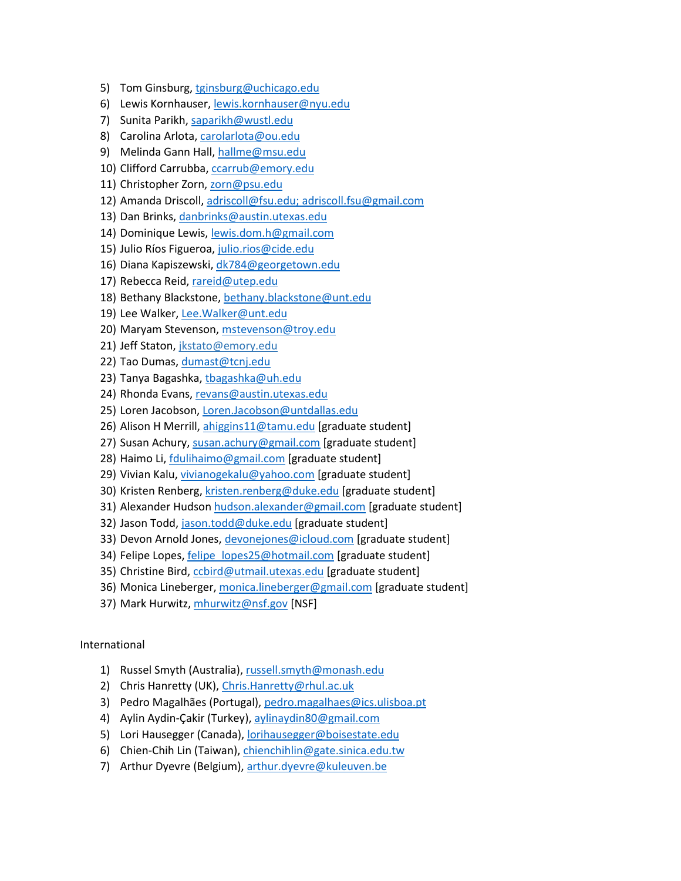5) Tom Ginsburg, tginsburg@uchicago.edu
6) Lewis Kornhauser, lewis.kornhauser@nyu.edu
7) Sunita Parikh, saparikh@wustl.edu
8) Carolina Arlota, carolarlota@ou.edu
9) Melinda Gann Hall, hallme@msu.edu
10) Clifford Carrubba, ccarrub@emory.edu
11) Christopher Zorn, zorn@psu.edu
12) Amanda Driscoll, adriscoll@fsu.edu; adriscoll.fsu@gmail.com
13) Dan Brinks, danbrinks@austin.utexas.edu
14) Dominique Lewis, lewis.dom.h@gmail.com
15) Julio Ríos Figueroa, julio.rios@cide.edu
16) Diana Kapiszewski, dk784@georgetown.edu
17) Rebecca Reid, rareid@utep.edu
18) Bethany Blackstone, bethany.blackstone@unt.edu
19) Lee Walker, Lee.Walker@unt.edu
20) Maryam Stevenson, mstevenson@troy.edu
21) Jeff Staton, jkstato@emory.edu
22) Tao Dumas, dumast@tcnj.edu
23) Tanya Bagashka, tbagashka@uh.edu
24) Rhonda Evans, revans@austin.utexas.edu
25) Loren Jacobson, Loren.Jacobson@untdallas.edu
26) Alison H Merrill, ahiggins11@tamu.edu [graduate student]
27) Susan Achury, susan.achury@gmail.com [graduate student]
28) Haimo Li, fdulihaimo@gmail.com [graduate student]
29) Vivian Kalu, vivianogekalu@yahoo.com [graduate student]
30) Kristen Renberg, kristen.renberg@duke.edu [graduate student]
31) Alexander Hudson hudson.alexander@gmail.com [graduate student]
32) Jason Todd, jason.todd@duke.edu [graduate student]
33) Devon Arnold Jones, devonejones@icloud.com [graduate student]
34) Felipe Lopes, felipe_lopes25@hotmail.com [graduate student]
35) Christine Bird, ccbird@utmail.utexas.edu [graduate student]
36) Monica Lineberger, monica.lineberger@gmail.com [graduate student]
37) Mark Hurwitz, mhurwitz@nsf.gov [NSF]

International

1) Russel Smyth (Australia), russell.smyth@monash.edu
2) Chris Hanretty (UK), Chris.Hanretty@rhul.ac.uk
3) Pedro Magalhães (Portugal), pedro.magalhaes@ics.ulisboa.pt
4) Aylin Aydin-Çakir (Turkey), aylinaydin80@gmail.com
5) Lori Hausegger (Canada), lorihausegger@boisestate.edu
6) Chien-Chih Lin (Taiwan), chienchihlin@gate.sinica.edu.tw
7) Arthur Dyevre (Belgium), arthur.dyevre@kuleuven.be